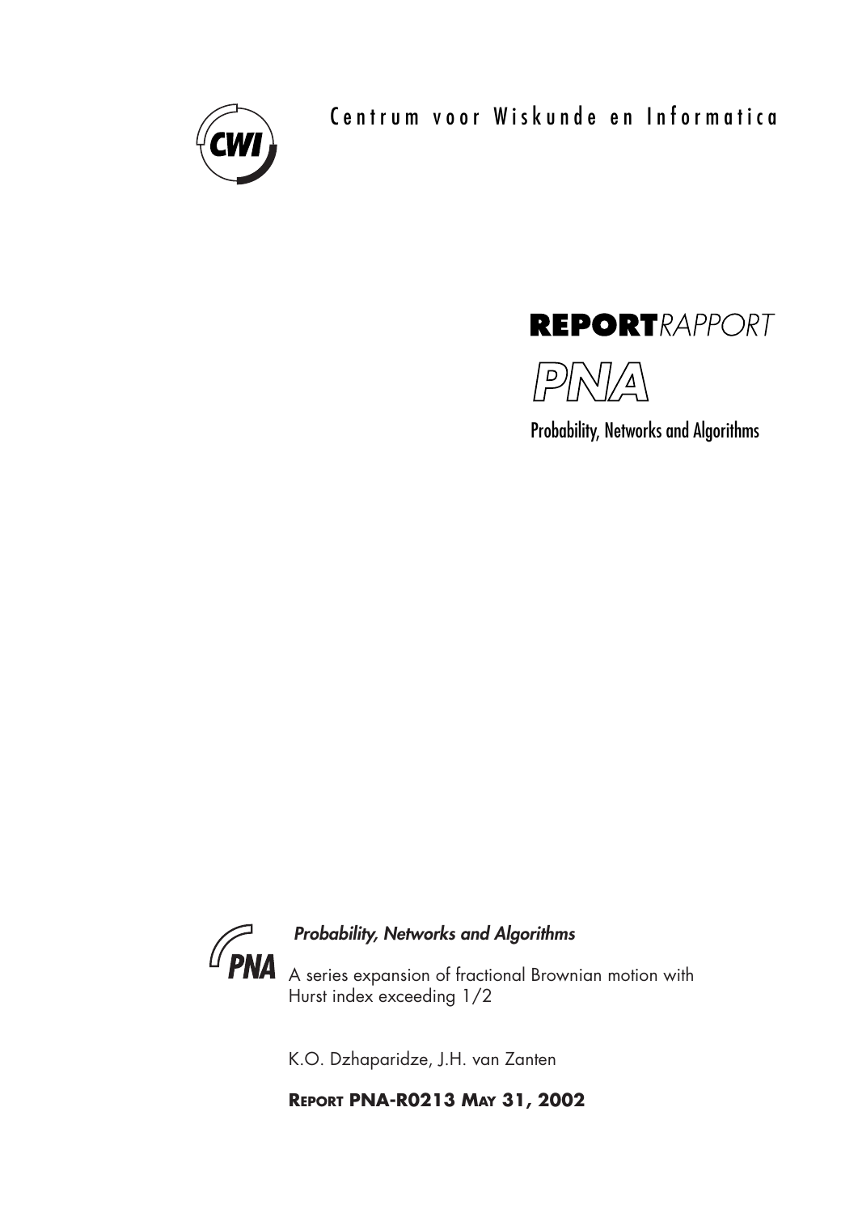Centrum voor Wiskunde en Informatica

**REPORT***RAPPORT*

PNA

Probability, Networks and Algorithms

***Probability, Networks and Algorithms***

A series expansion of fractional Brownian motion with Hurst index exceeding 1/2

K.O. Dzhaparidze, J.H. van Zanten

**REPORT PNA-R0213 MAY 31, 2002**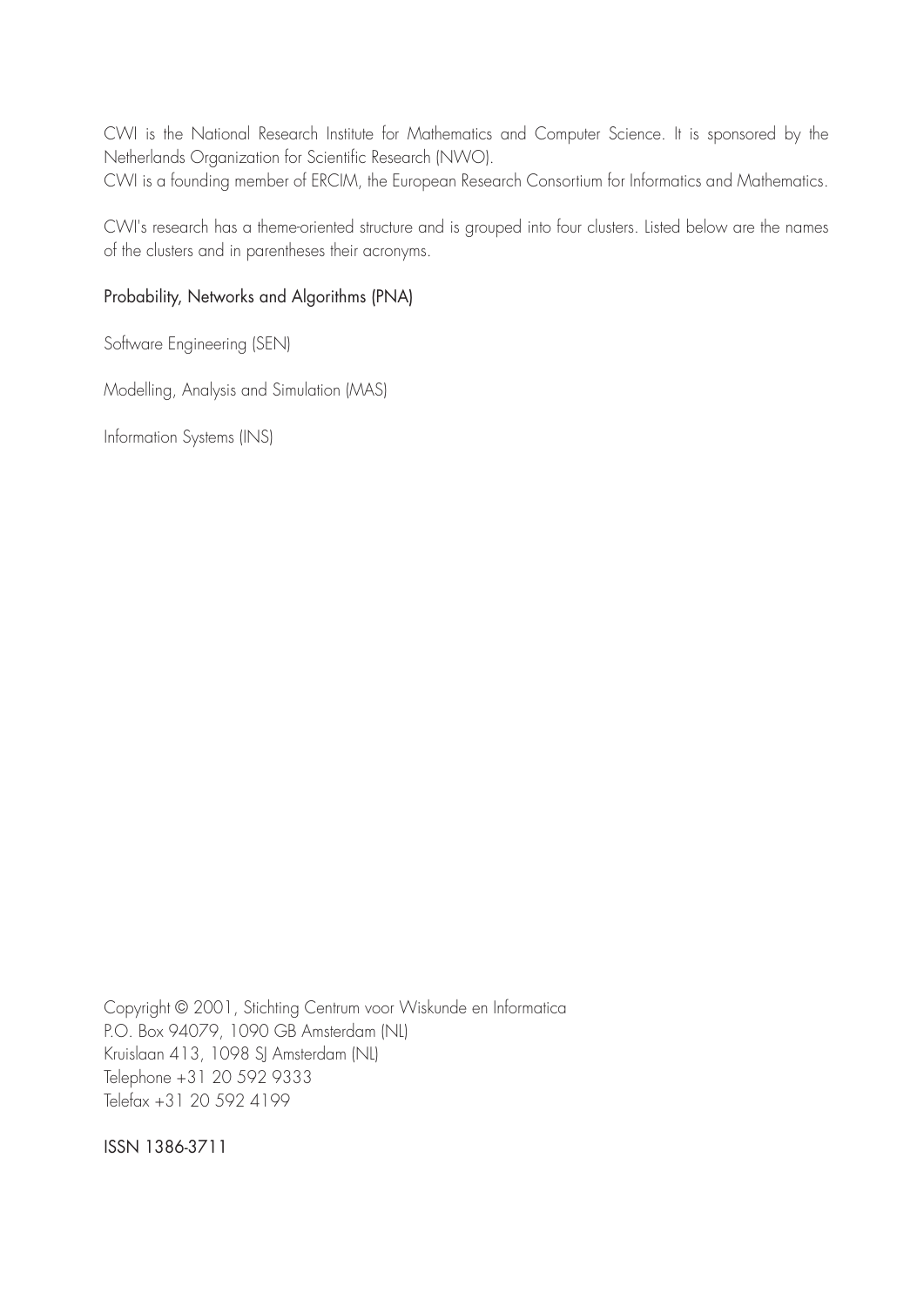CWI is the National Research Institute for Mathematics and Computer Science. It is sponsored by the Netherlands Organization for Scientific Research (NWO).
CWI is a founding member of ERCIM, the European Research Consortium for Informatics and Mathematics.

CWI's research has a theme-oriented structure and is grouped into four clusters. Listed below are the names of the clusters and in parentheses their acronyms.

Probability, Networks and Algorithms (PNA)

Software Engineering (SEN)

Modelling, Analysis and Simulation (MAS)

Information Systems (INS)

Copyright © 2001, Stichting Centrum voor Wiskunde en Informatica
P.O. Box 94079, 1090 GB Amsterdam (NL)
Kruislaan 413, 1098 SJ Amsterdam (NL)
Telephone +31 20 592 9333
Telefax +31 20 592 4199

ISSN 1386-3711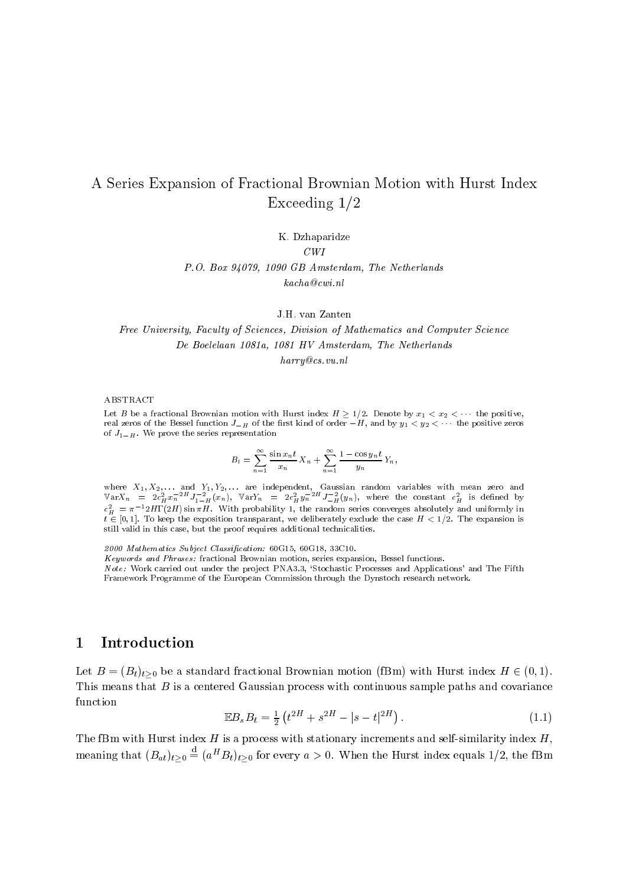# A Series Expansion of Fractional Brownian Motion with Hurst Index Exceeding 1/2

K. Dzhaparidze

*CWI*

*P.O. Box 94079, 1090 GB Amsterdam, The Netherlands*

*kacha@cwi.nl*

J.H. van Zanten

*Free University, Faculty of Sciences, Division of Mathematics and Computer Science*

*De Boelelaan 1081a, 1081 HV Amsterdam, The Netherlands*

*harry@cs.vu.nl*

ABSTRACT

Let $B$ be a fractional Brownian motion with Hurst index $H \geq 1/2$. Denote by $x_1 < x_2 < \cdots$ the positive, real zeros of the Bessel function $J_{-H}$ of the first kind of order $-H$, and by $y_1 < y_2 < \cdots$ the positive zeros of $J_{1-H}$. We prove the series representation

$$B_t = \sum_{n=1}^{\infty} \frac{\sin x_n t}{x_n} X_n + \sum_{n=1}^{\infty} \frac{1 - \cos y_n t}{y_n} Y_n,$$

where $X_1, X_2, \ldots$ and $Y_1, Y_2, \ldots$ are independent, Gaussian random variables with mean zero and $\mathbb{V}\mathrm{ar} X_n = 2c_H^2 x_n^{-2H} J_{1-H}^{-2}(x_n)$, $\mathbb{V}\mathrm{ar} Y_n = 2c_H^2 y_n^{-2H} J_{-H}^{-2}(y_n)$, where the constant $c_H^2$ is defined by $c_H^2 = \pi^{-1} 2H\Gamma(2H) \sin \pi H$. With probability 1, the random series converges absolutely and uniformly in $t \in [0,1]$. To keep the exposition transparant, we deliberately exclude the case $H < 1/2$. The expansion is still valid in this case, but the proof requires additional technicalities.

*2000 Mathematics Subject Classification:* 60G15, 60G18, 33C10.

*Keywords and Phrases:* fractional Brownian motion, series expansion, Bessel functions.

*Note:* Work carried out under the project PNA3.3, 'Stochastic Processes and Applications' and The Fifth Framework Programme of the European Commission through the Dynstoch research network.

## 1 Introduction

Let $B = (B_t)_{t \geq 0}$ be a standard fractional Brownian motion (fBm) with Hurst index $H \in (0, 1)$. This means that $B$ is a centered Gaussian process with continuous sample paths and covariance function

$$\mathbb{E} B_s B_t = \tfrac{1}{2}\left(t^{2H} + s^{2H} - |s - t|^{2H}\right). \tag{1.1}$$

The fBm with Hurst index $H$ is a process with stationary increments and self-similarity index $H$, meaning that $(B_{at})_{t \geq 0} \stackrel{\mathrm{d}}{=} (a^H B_t)_{t \geq 0}$ for every $a > 0$. When the Hurst index equals $1/2$, the fBm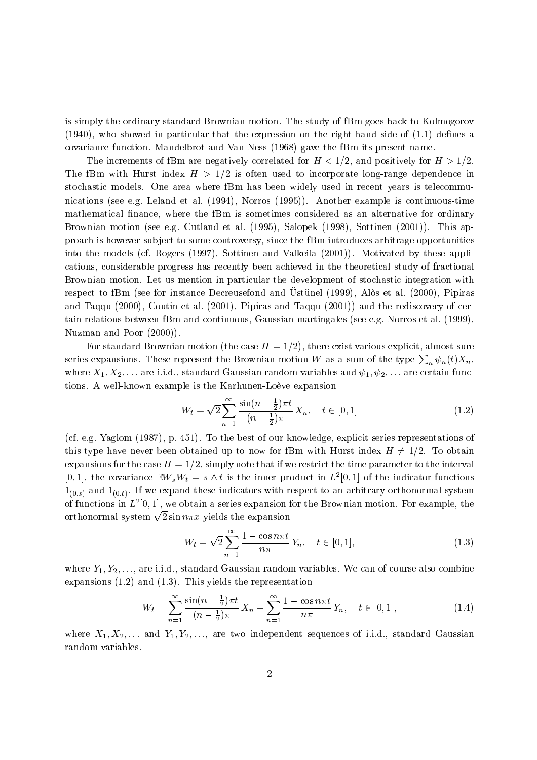is simply the ordinary standard Brownian motion. The study of fBm goes back to Kolmogorov (1940), who showed in particular that the expression on the right-hand side of (1.1) defines a covariance function. Mandelbrot and Van Ness (1968) gave the fBm its present name.

The increments of fBm are negatively correlated for $H < 1/2$, and positively for $H > 1/2$. The fBm with Hurst index $H > 1/2$ is often used to incorporate long-range dependence in stochastic models. One area where fBm has been widely used in recent years is telecommunications (see e.g. Leland et al. (1994), Norros (1995)). Another example is continuous-time mathematical finance, where the fBm is sometimes considered as an alternative for ordinary Brownian motion (see e.g. Cutland et al. (1995), Salopek (1998), Sottinen (2001)). This approach is however subject to some controversy, since the fBm introduces arbitrage opportunities into the models (cf. Rogers (1997), Sottinen and Valkeila (2001)). Motivated by these applications, considerable progress has recently been achieved in the theoretical study of fractional Brownian motion. Let us mention in particular the development of stochastic integration with respect to fBm (see for instance Decreusefond and Üstünel (1999), Alòs et al. (2000), Pipiras and Taqqu (2000), Coutin et al. (2001), Pipiras and Taqqu (2001)) and the rediscovery of certain relations between fBm and continuous, Gaussian martingales (see e.g. Norros et al. (1999), Nuzman and Poor (2000)).

For standard Brownian motion (the case $H = 1/2$), there exist various explicit, almost sure series expansions. These represent the Brownian motion $W$ as a sum of the type $\sum_n \psi_n(t) X_n$, where $X_1, X_2, \ldots$ are i.i.d., standard Gaussian random variables and $\psi_1, \psi_2, \ldots$ are certain functions. A well-known example is the Karhunen-Loève expansion

$$W_t = \sqrt{2} \sum_{n=1}^{\infty} \frac{\sin(n - \frac{1}{2})\pi t}{(n - \frac{1}{2})\pi} X_n, \quad t \in [0,1] \tag{1.2}$$

(cf. e.g. Yaglom (1987), p. 451). To the best of our knowledge, explicit series representations of this type have never been obtained up to now for fBm with Hurst index $H \neq 1/2$. To obtain expansions for the case $H = 1/2$, simply note that if we restrict the time parameter to the interval $[0,1]$, the covariance $\mathbb{E} W_s W_t = s \wedge t$ is the inner product in $L^2[0,1]$ of the indicator functions $1_{(0,s)}$ and $1_{(0,t)}$. If we expand these indicators with respect to an arbitrary orthonormal system of functions in $L^2[0,1]$, we obtain a series expansion for the Brownian motion. For example, the orthonormal system $\sqrt{2} \sin n\pi x$ yields the expansion

$$W_t = \sqrt{2} \sum_{n=1}^{\infty} \frac{1 - \cos n\pi t}{n\pi} Y_n, \quad t \in [0,1], \tag{1.3}$$

where $Y_1, Y_2, \ldots$, are i.i.d., standard Gaussian random variables. We can of course also combine expansions (1.2) and (1.3). This yields the representation

$$W_t = \sum_{n=1}^{\infty} \frac{\sin(n - \frac{1}{2})\pi t}{(n - \frac{1}{2})\pi} X_n + \sum_{n=1}^{\infty} \frac{1 - \cos n\pi t}{n\pi} Y_n, \quad t \in [0,1], \tag{1.4}$$

where $X_1, X_2, \ldots$ and $Y_1, Y_2, \ldots$, are two independent sequences of i.i.d., standard Gaussian random variables.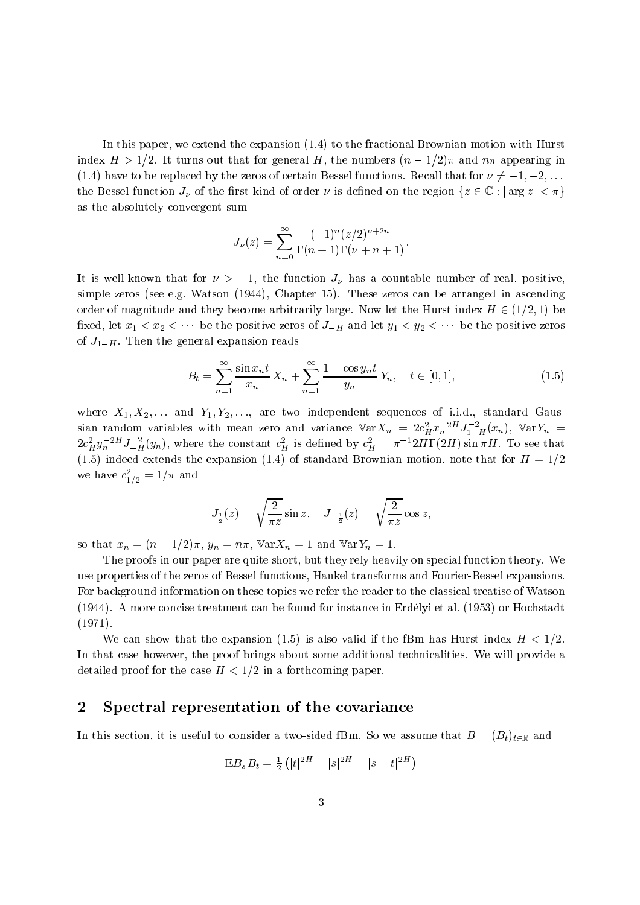In this paper, we extend the expansion (1.4) to the fractional Brownian motion with Hurst index $H > 1/2$. It turns out that for general $H$, the numbers $(n - 1/2)\pi$ and $n\pi$ appearing in (1.4) have to be replaced by the zeros of certain Bessel functions. Recall that for $\nu \neq -1, -2, \dots$ the Bessel function $J_\nu$ of the first kind of order $\nu$ is defined on the region $\{z \in \mathbb{C} : |\arg z| < \pi\}$ as the absolutely convergent sum

$$J_\nu(z) = \sum_{n=0}^{\infty} \frac{(-1)^n (z/2)^{\nu+2n}}{\Gamma(n+1)\Gamma(\nu+n+1)}.$$

It is well-known that for $\nu > -1$, the function $J_\nu$ has a countable number of real, positive, simple zeros (see e.g. Watson (1944), Chapter 15). These zeros can be arranged in ascending order of magnitude and they become arbitrarily large. Now let the Hurst index $H \in (1/2, 1)$ be fixed, let $x_1 < x_2 < \cdots$ be the positive zeros of $J_{-H}$ and let $y_1 < y_2 < \cdots$ be the positive zeros of $J_{1-H}$. Then the general expansion reads

$$B_t = \sum_{n=1}^{\infty} \frac{\sin x_n t}{x_n} X_n + \sum_{n=1}^{\infty} \frac{1 - \cos y_n t}{y_n} Y_n, \quad t \in [0, 1], \tag{1.5}$$

where $X_1, X_2, \dots$ and $Y_1, Y_2, \dots$, are two independent sequences of i.i.d., standard Gaussian random variables with mean zero and variance $\mathbb{V}\mathrm{ar} X_n = 2c_H^2 x_n^{-2H} J_{1-H}^{-2}(x_n)$, $\mathbb{V}\mathrm{ar} Y_n = 2c_H^2 y_n^{-2H} J_{-H}^{-2}(y_n)$, where the constant $c_H^2$ is defined by $c_H^2 = \pi^{-1} 2H\Gamma(2H)\sin \pi H$. To see that (1.5) indeed extends the expansion (1.4) of standard Brownian motion, note that for $H = 1/2$ we have $c_{1/2}^2 = 1/\pi$ and

$$J_{\frac{1}{2}}(z) = \sqrt{\frac{2}{\pi z}} \sin z, \quad J_{-\frac{1}{2}}(z) = \sqrt{\frac{2}{\pi z}} \cos z,$$

so that $x_n = (n - 1/2)\pi$, $y_n = n\pi$, $\mathbb{V}\mathrm{ar} X_n = 1$ and $\mathbb{V}\mathrm{ar} Y_n = 1$.

The proofs in our paper are quite short, but they rely heavily on special function theory. We use properties of the zeros of Bessel functions, Hankel transforms and Fourier-Bessel expansions. For background information on these topics we refer the reader to the classical treatise of Watson (1944). A more concise treatment can be found for instance in Erdélyi et al. (1953) or Hochstadt (1971).

We can show that the expansion (1.5) is also valid if the fBm has Hurst index $H < 1/2$. In that case however, the proof brings about some additional technicalities. We will provide a detailed proof for the case $H < 1/2$ in a forthcoming paper.

## 2 Spectral representation of the covariance

In this section, it is useful to consider a two-sided fBm. So we assume that $B = (B_t)_{t \in \mathbb{R}}$ and

$$\mathbb{E} B_s B_t = \tfrac{1}{2}\left(|t|^{2H} + |s|^{2H} - |s - t|^{2H}\right)$$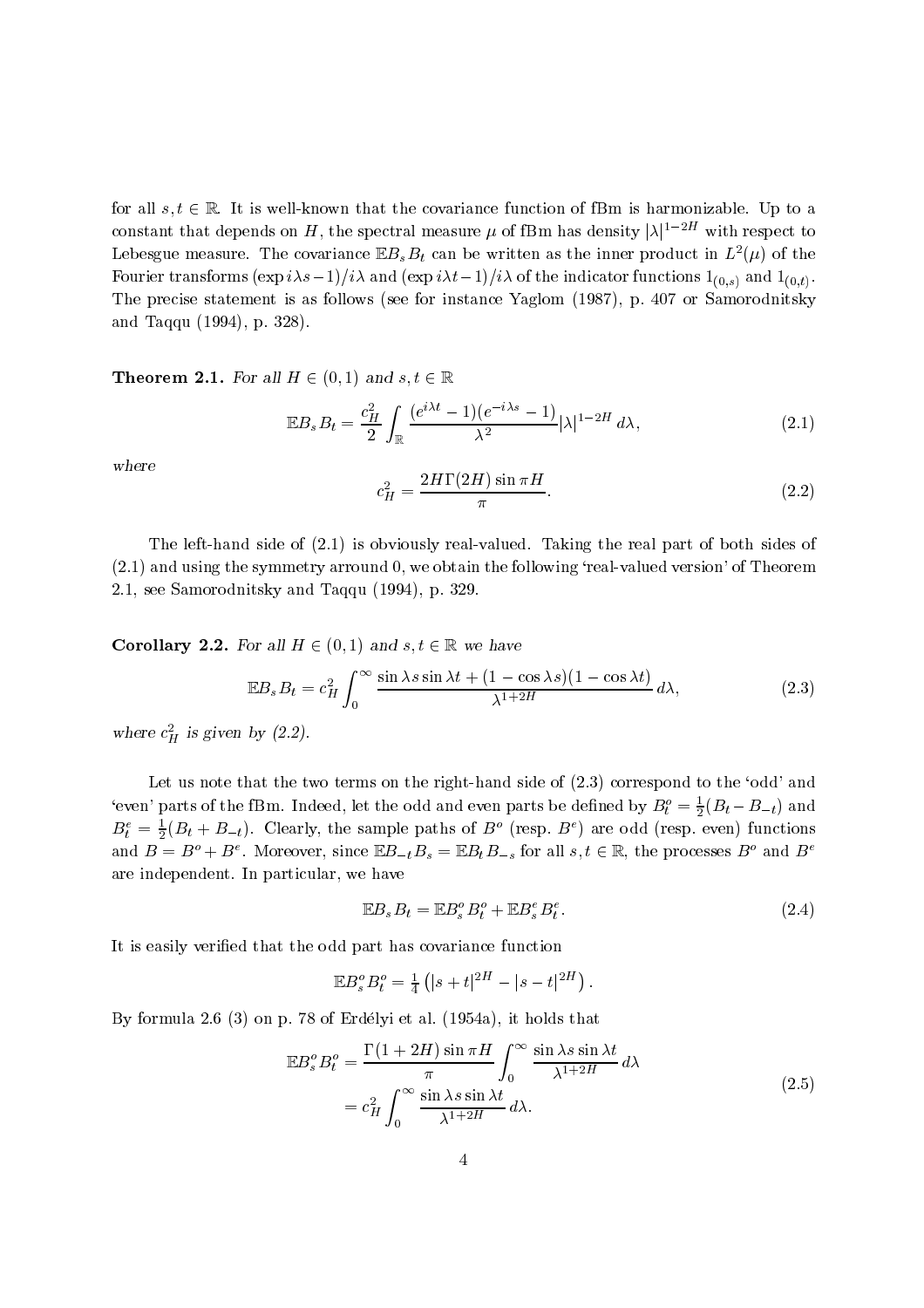for all $s, t \in \mathbb{R}$. It is well-known that the covariance function of fBm is harmonizable. Up to a constant that depends on $H$, the spectral measure $\mu$ of fBm has density $|\lambda|^{1-2H}$ with respect to Lebesgue measure. The covariance $\mathbb{E}B_s B_t$ can be written as the inner product in $L^2(\mu)$ of the Fourier transforms $(\exp i\lambda s - 1)/i\lambda$ and $(\exp i\lambda t - 1)/i\lambda$ of the indicator functions $1_{(0,s)}$ and $1_{(0,t)}$. The precise statement is as follows (see for instance Yaglom (1987), p. 407 or Samorodnitsky and Taqqu (1994), p. 328).

**Theorem 2.1.** *For all $H \in (0,1)$ and $s, t \in \mathbb{R}$*

$$\mathbb{E}B_s B_t = \frac{c_H^2}{2} \int_{\mathbb{R}} \frac{(e^{i\lambda t} - 1)(e^{-i\lambda s} - 1)}{\lambda^2} |\lambda|^{1-2H} \, d\lambda, \tag{2.1}$$

*where*

$$c_H^2 = \frac{2H\Gamma(2H)\sin \pi H}{\pi}. \tag{2.2}$$

The left-hand side of (2.1) is obviously real-valued. Taking the real part of both sides of (2.1) and using the symmetry arround 0, we obtain the following 'real-valued version' of Theorem 2.1, see Samorodnitsky and Taqqu (1994), p. 329.

**Corollary 2.2.** *For all $H \in (0,1)$ and $s, t \in \mathbb{R}$ we have*

$$\mathbb{E}B_s B_t = c_H^2 \int_0^\infty \frac{\sin \lambda s \sin \lambda t + (1 - \cos \lambda s)(1 - \cos \lambda t)}{\lambda^{1+2H}} \, d\lambda, \tag{2.3}$$

*where $c_H^2$ is given by (2.2).*

Let us note that the two terms on the right-hand side of (2.3) correspond to the 'odd' and 'even' parts of the fBm. Indeed, let the odd and even parts be defined by $B_t^o = \frac{1}{2}(B_t - B_{-t})$ and $B_t^e = \frac{1}{2}(B_t + B_{-t})$. Clearly, the sample paths of $B^o$ (resp. $B^e$) are odd (resp. even) functions and $B = B^o + B^e$. Moreover, since $\mathbb{E}B_{-t}B_s = \mathbb{E}B_t B_{-s}$ for all $s, t \in \mathbb{R}$, the processes $B^o$ and $B^e$ are independent. In particular, we have

$$\mathbb{E}B_s B_t = \mathbb{E}B_s^o B_t^o + \mathbb{E}B_s^e B_t^e. \tag{2.4}$$

It is easily verified that the odd part has covariance function

$$\mathbb{E}B_s^o B_t^o = \tfrac{1}{4}\left(|s+t|^{2H} - |s-t|^{2H}\right).$$

By formula 2.6 (3) on p. 78 of Erdélyi et al. (1954a), it holds that

$$\begin{aligned} \mathbb{E}B_s^o B_t^o &= \frac{\Gamma(1+2H)\sin \pi H}{\pi} \int_0^\infty \frac{\sin \lambda s \sin \lambda t}{\lambda^{1+2H}} \, d\lambda \\ &= c_H^2 \int_0^\infty \frac{\sin \lambda s \sin \lambda t}{\lambda^{1+2H}} \, d\lambda. \end{aligned} \tag{2.5}$$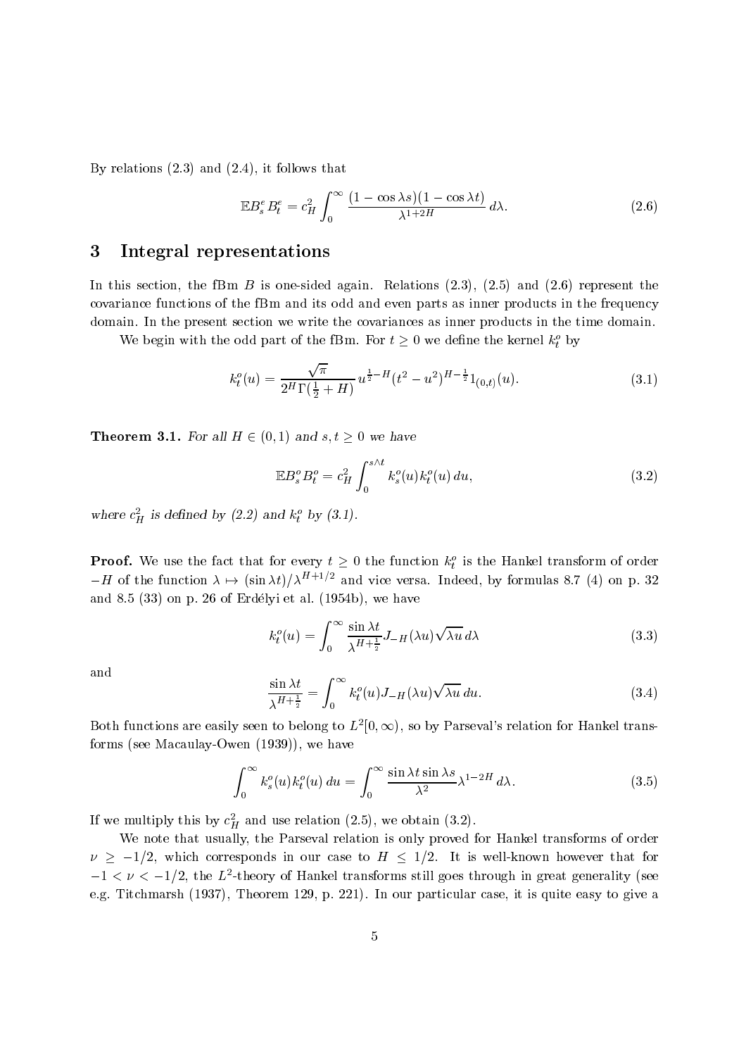By relations (2.3) and (2.4), it follows that

$$\mathbb{E}B_s^e B_t^e = c_H^2 \int_0^\infty \frac{(1-\cos\lambda s)(1-\cos\lambda t)}{\lambda^{1+2H}}\, d\lambda. \tag{2.6}$$

## 3 Integral representations

In this section, the fBm $B$ is one-sided again. Relations (2.3), (2.5) and (2.6) represent the covariance functions of the fBm and its odd and even parts as inner products in the frequency domain. In the present section we write the covariances as inner products in the time domain.

We begin with the odd part of the fBm. For $t \geq 0$ we define the kernel $k_t^o$ by

$$k_t^o(u) = \frac{\sqrt{\pi}}{2^H \Gamma(\frac{1}{2}+H)} u^{\frac{1}{2}-H}(t^2-u^2)^{H-\frac{1}{2}} 1_{(0,t)}(u). \tag{3.1}$$

**Theorem 3.1.** *For all $H \in (0,1)$ and $s, t \geq 0$ we have*

$$\mathbb{E}B_s^o B_t^o = c_H^2 \int_0^{s\wedge t} k_s^o(u) k_t^o(u)\, du, \tag{3.2}$$

*where $c_H^2$ is defined by (2.2) and $k_t^o$ by (3.1).*

**Proof.** We use the fact that for every $t \geq 0$ the function $k_t^o$ is the Hankel transform of order $-H$ of the function $\lambda \mapsto (\sin\lambda t)/\lambda^{H+1/2}$ and vice versa. Indeed, by formulas 8.7 (4) on p. 32 and 8.5 (33) on p. 26 of Erdélyi et al. (1954b), we have

$$k_t^o(u) = \int_0^\infty \frac{\sin\lambda t}{\lambda^{H+\frac{1}{2}}} J_{-H}(\lambda u)\sqrt{\lambda u}\, d\lambda \tag{3.3}$$

and

$$\frac{\sin\lambda t}{\lambda^{H+\frac{1}{2}}} = \int_0^\infty k_t^o(u) J_{-H}(\lambda u)\sqrt{\lambda u}\, du. \tag{3.4}$$

Both functions are easily seen to belong to $L^2[0,\infty)$, so by Parseval's relation for Hankel transforms (see Macaulay-Owen (1939)), we have

$$\int_0^\infty k_s^o(u) k_t^o(u)\, du = \int_0^\infty \frac{\sin\lambda t \sin\lambda s}{\lambda^2}\lambda^{1-2H}\, d\lambda. \tag{3.5}$$

If we multiply this by $c_H^2$ and use relation (2.5), we obtain (3.2).

We note that usually, the Parseval relation is only proved for Hankel transforms of order $\nu \geq -1/2$, which corresponds in our case to $H \leq 1/2$. It is well-known however that for $-1 < \nu < -1/2$, the $L^2$-theory of Hankel transforms still goes through in great generality (see e.g. Titchmarsh (1937), Theorem 129, p. 221). In our particular case, it is quite easy to give a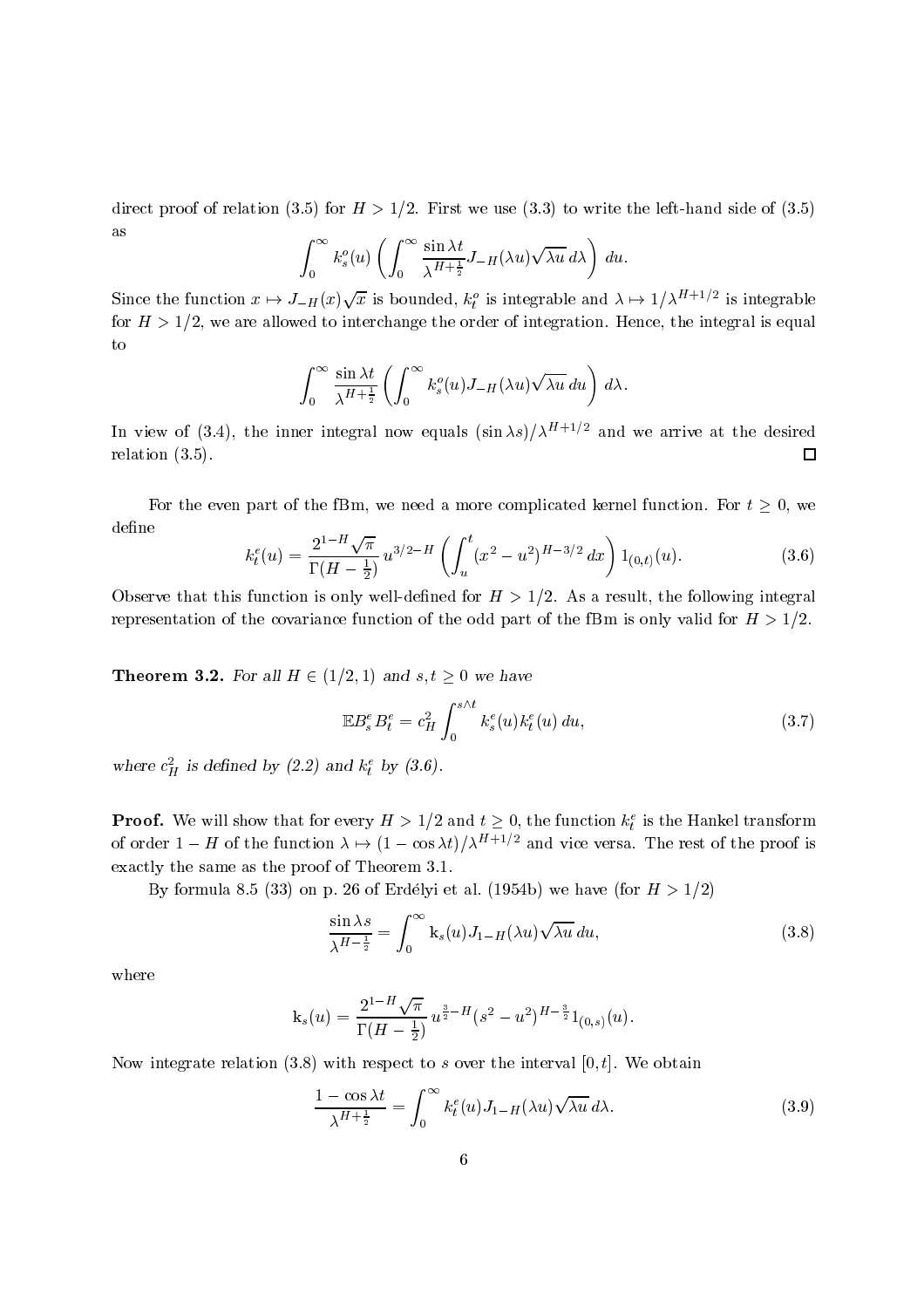direct proof of relation (3.5) for $H > 1/2$. First we use (3.3) to write the left-hand side of (3.5) as

$$\int_0^\infty k_s^o(u) \left( \int_0^\infty \frac{\sin \lambda t}{\lambda^{H+\frac{1}{2}}} J_{-H}(\lambda u) \sqrt{\lambda u}\, d\lambda \right) du.$$

Since the function $x \mapsto J_{-H}(x)\sqrt{x}$ is bounded, $k_t^o$ is integrable and $\lambda \mapsto 1/\lambda^{H+1/2}$ is integrable for $H > 1/2$, we are allowed to interchange the order of integration. Hence, the integral is equal to

$$\int_0^\infty \frac{\sin \lambda t}{\lambda^{H+\frac{1}{2}}} \left( \int_0^\infty k_s^o(u) J_{-H}(\lambda u) \sqrt{\lambda u}\, du \right) d\lambda.$$

In view of (3.4), the inner integral now equals $(\sin \lambda s)/\lambda^{H+1/2}$ and we arrive at the desired relation (3.5). □

For the even part of the fBm, we need a more complicated kernel function. For $t \geq 0$, we define

$$k_t^e(u) = \frac{2^{1-H}\sqrt{\pi}}{\Gamma(H - \frac{1}{2})} u^{3/2-H} \left( \int_u^t (x^2 - u^2)^{H-3/2}\, dx \right) 1_{(0,t)}(u). \tag{3.6}$$

Observe that this function is only well-defined for $H > 1/2$. As a result, the following integral representation of the covariance function of the odd part of the fBm is only valid for $H > 1/2$.

**Theorem 3.2.** *For all $H \in (1/2, 1)$ and $s, t \geq 0$ we have*

$$\mathbb{E} B_s^e B_t^e = c_H^2 \int_0^{s \wedge t} k_s^e(u) k_t^e(u)\, du, \tag{3.7}$$

*where $c_H^2$ is defined by (2.2) and $k_t^e$ by (3.6).*

**Proof.** We will show that for every $H > 1/2$ and $t \geq 0$, the function $k_t^e$ is the Hankel transform of order $1 - H$ of the function $\lambda \mapsto (1 - \cos \lambda t)/\lambda^{H+1/2}$ and vice versa. The rest of the proof is exactly the same as the proof of Theorem 3.1.

By formula 8.5 (33) on p. 26 of Erdélyi et al. (1954b) we have (for $H > 1/2$)

$$\frac{\sin \lambda s}{\lambda^{H-\frac{1}{2}}} = \int_0^\infty \mathrm{k}_s(u) J_{1-H}(\lambda u) \sqrt{\lambda u}\, du, \tag{3.8}$$

where

$$\mathrm{k}_s(u) = \frac{2^{1-H}\sqrt{\pi}}{\Gamma(H - \frac{1}{2})} u^{\frac{3}{2}-H} (s^2 - u^2)^{H-\frac{3}{2}} 1_{(0,s)}(u).$$

Now integrate relation (3.8) with respect to $s$ over the interval $[0, t]$. We obtain

$$\frac{1 - \cos \lambda t}{\lambda^{H+\frac{1}{2}}} = \int_0^\infty k_t^e(u) J_{1-H}(\lambda u) \sqrt{\lambda u}\, d\lambda. \tag{3.9}$$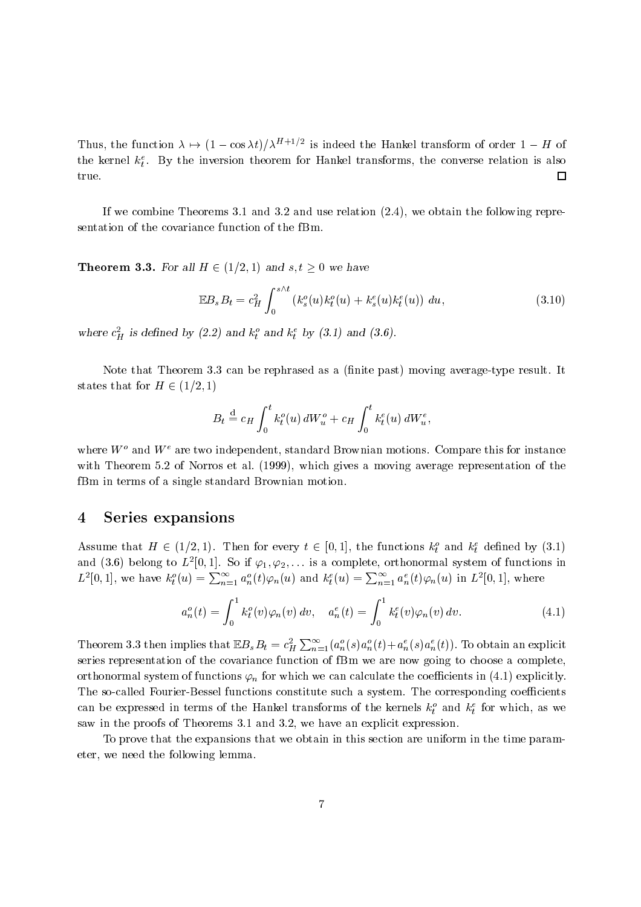Thus, the function $\lambda \mapsto (1 - \cos \lambda t)/\lambda^{H+1/2}$ is indeed the Hankel transform of order $1 - H$ of the kernel $k_t^e$. By the inversion theorem for Hankel transforms, the converse relation is also true. $\square$

If we combine Theorems 3.1 and 3.2 and use relation (2.4), we obtain the following representation of the covariance function of the fBm.

**Theorem 3.3.** *For all $H \in (1/2, 1)$ and $s, t \geq 0$ we have*

$$\mathbb{E}B_s B_t = c_H^2 \int_0^{s \wedge t} \left( k_s^o(u) k_t^o(u) + k_s^e(u) k_t^e(u) \right) \, du, \tag{3.10}$$

*where $c_H^2$ is defined by (2.2) and $k_t^o$ and $k_t^e$ by (3.1) and (3.6).*

Note that Theorem 3.3 can be rephrased as a (finite past) moving average-type result. It states that for $H \in (1/2, 1)$

$$B_t \stackrel{\mathrm{d}}{=} c_H \int_0^t k_t^o(u) \, dW_u^o + c_H \int_0^t k_t^e(u) \, dW_u^e,$$

where $W^o$ and $W^e$ are two independent, standard Brownian motions. Compare this for instance with Theorem 5.2 of Norros et al. (1999), which gives a moving average representation of the fBm in terms of a single standard Brownian motion.

## 4 Series expansions

Assume that $H \in (1/2, 1)$. Then for every $t \in [0, 1]$, the functions $k_t^o$ and $k_t^e$ defined by (3.1) and (3.6) belong to $L^2[0, 1]$. So if $\varphi_1, \varphi_2, \ldots$ is a complete, orthonormal system of functions in $L^2[0, 1]$, we have $k_t^o(u) = \sum_{n=1}^\infty a_n^o(t) \varphi_n(u)$ and $k_t^e(u) = \sum_{n=1}^\infty a_n^e(t) \varphi_n(u)$ in $L^2[0, 1]$, where

$$a_n^o(t) = \int_0^1 k_t^o(v) \varphi_n(v) \, dv, \quad a_n^e(t) = \int_0^1 k_t^e(v) \varphi_n(v) \, dv. \tag{4.1}$$

Theorem 3.3 then implies that $\mathbb{E}B_s B_t = c_H^2 \sum_{n=1}^\infty (a_n^o(s) a_n^o(t) + a_n^e(s) a_n^e(t))$. To obtain an explicit series representation of the covariance function of fBm we are now going to choose a complete, orthonormal system of functions $\varphi_n$ for which we can calculate the coefficients in (4.1) explicitly. The so-called Fourier-Bessel functions constitute such a system. The corresponding coefficients can be expressed in terms of the Hankel transforms of the kernels $k_t^o$ and $k_t^e$ for which, as we saw in the proofs of Theorems 3.1 and 3.2, we have an explicit expression.

To prove that the expansions that we obtain in this section are uniform in the time parameter, we need the following lemma.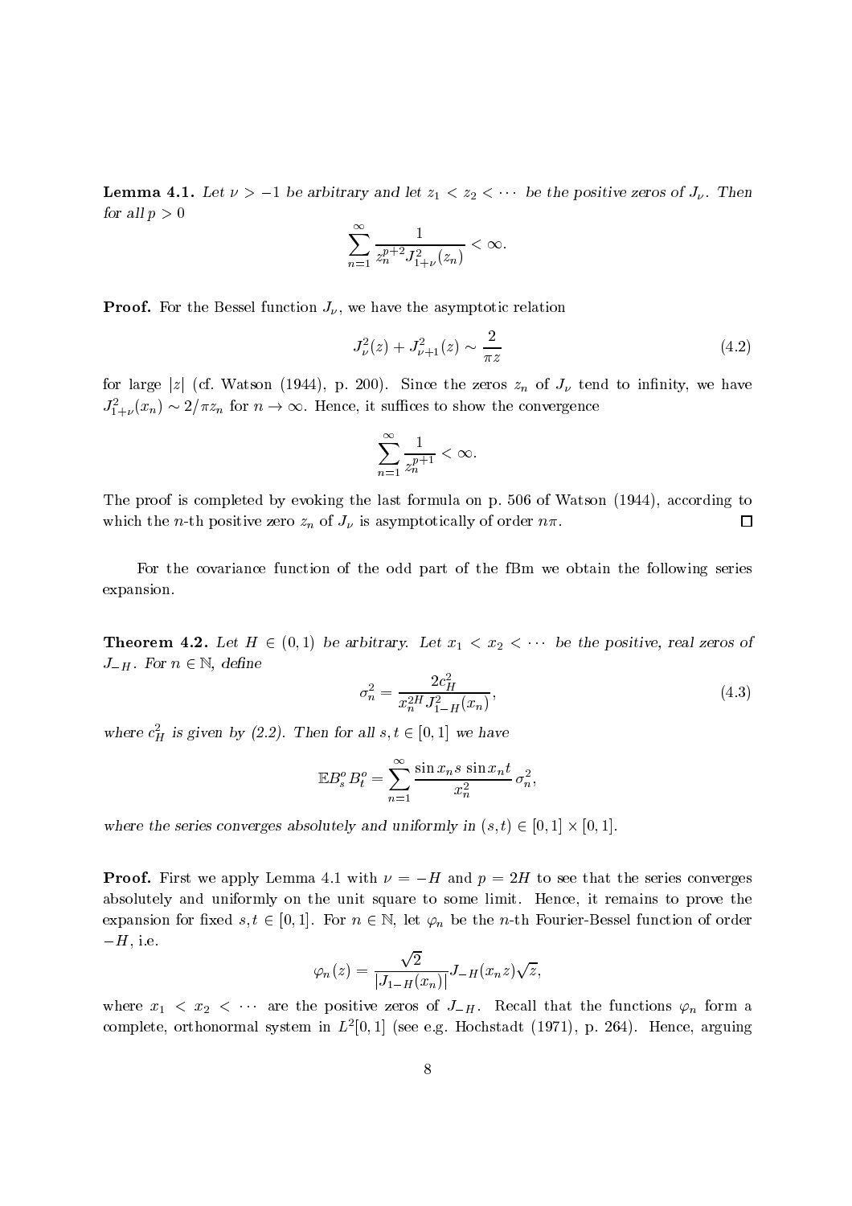**Lemma 4.1.** *Let $\nu > -1$ be arbitrary and let $z_1 < z_2 < \cdots$ be the positive zeros of $J_\nu$. Then for all $p > 0$*

$$\sum_{n=1}^{\infty} \frac{1}{z_n^{p+2} J_{1+\nu}^2(z_n)} < \infty.$$

**Proof.** For the Bessel function $J_\nu$, we have the asymptotic relation

$$J_\nu^2(z) + J_{\nu+1}^2(z) \sim \frac{2}{\pi z} \tag{4.2}$$

for large $|z|$ (cf. Watson (1944), p. 200). Since the zeros $z_n$ of $J_\nu$ tend to infinity, we have $J_{1+\nu}^2(x_n) \sim 2/\pi z_n$ for $n \to \infty$. Hence, it suffices to show the convergence

$$\sum_{n=1}^{\infty} \frac{1}{z_n^{p+1}} < \infty.$$

The proof is completed by evoking the last formula on p. 506 of Watson (1944), according to which the $n$-th positive zero $z_n$ of $J_\nu$ is asymptotically of order $n\pi$. $\square$

For the covariance function of the odd part of the fBm we obtain the following series expansion.

**Theorem 4.2.** *Let $H \in (0, 1)$ be arbitrary. Let $x_1 < x_2 < \cdots$ be the positive, real zeros of $J_{-H}$. For $n \in \mathbb{N}$, define*

$$\sigma_n^2 = \frac{2c_H^2}{x_n^{2H} J_{1-H}^2(x_n)}, \tag{4.3}$$

*where $c_H^2$ is given by (2.2). Then for all $s, t \in [0, 1]$ we have*

$$\mathbb{E} B_s^o B_t^o = \sum_{n=1}^{\infty} \frac{\sin x_n s \, \sin x_n t}{x_n^2} \, \sigma_n^2,$$

*where the series converges absolutely and uniformly in $(s, t) \in [0, 1] \times [0, 1]$.*

**Proof.** First we apply Lemma 4.1 with $\nu = -H$ and $p = 2H$ to see that the series converges absolutely and uniformly on the unit square to some limit. Hence, it remains to prove the expansion for fixed $s, t \in [0, 1]$. For $n \in \mathbb{N}$, let $\varphi_n$ be the $n$-th Fourier-Bessel function of order $-H$, i.e.

$$\varphi_n(z) = \frac{\sqrt{2}}{|J_{1-H}(x_n)|} J_{-H}(x_n z)\sqrt{z},$$

where $x_1 < x_2 < \cdots$ are the positive zeros of $J_{-H}$. Recall that the functions $\varphi_n$ form a complete, orthonormal system in $L^2[0, 1]$ (see e.g. Hochstadt (1971), p. 264). Hence, arguing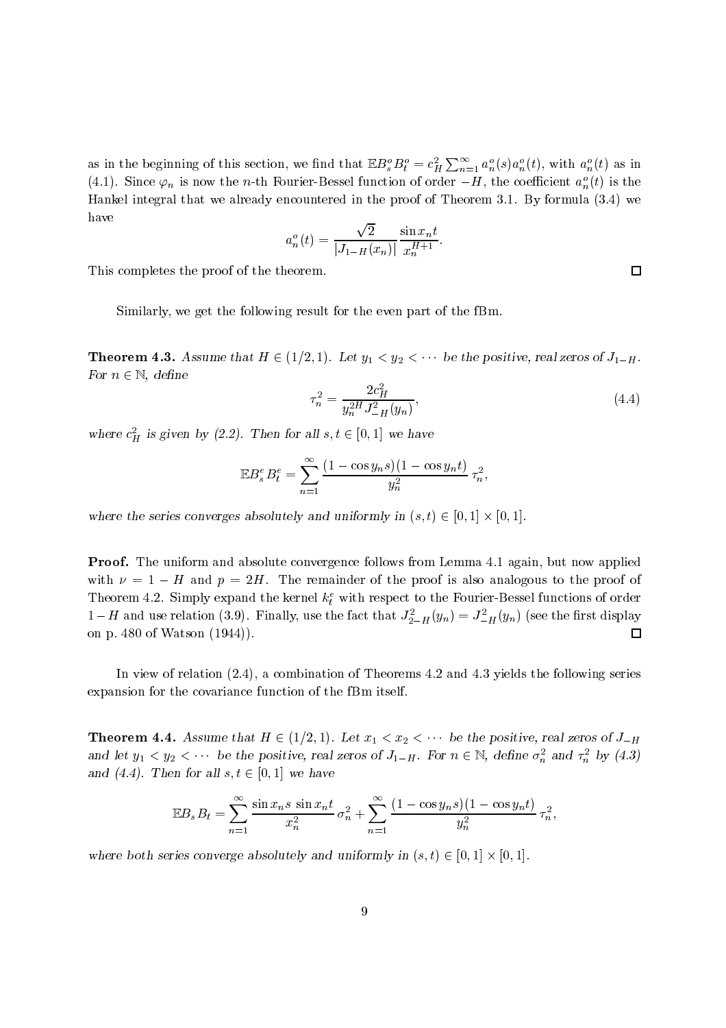as in the beginning of this section, we find that $\mathbb{E}B^o_s B^o_t = c_H^2 \sum_{n=1}^{\infty} a^o_n(s) a^o_n(t)$, with $a^o_n(t)$ as in (4.1). Since $\varphi_n$ is now the $n$-th Fourier-Bessel function of order $-H$, the coefficient $a^o_n(t)$ is the Hankel integral that we already encountered in the proof of Theorem 3.1. By formula (3.4) we have

$$a^o_n(t) = \frac{\sqrt{2}}{|J_{1-H}(x_n)|} \frac{\sin x_n t}{x_n^{H+1}}.$$

This completes the proof of the theorem. □

Similarly, we get the following result for the even part of the fBm.

**Theorem 4.3.** *Assume that $H \in (1/2, 1)$. Let $y_1 < y_2 < \cdots$ be the positive, real zeros of $J_{1-H}$. For $n \in \mathbb{N}$, define*

$$\tau_n^2 = \frac{2c_H^2}{y_n^{2H} J_{-H}^2(y_n)}, \tag{4.4}$$

*where $c_H^2$ is given by (2.2). Then for all $s, t \in [0, 1]$ we have*

$$\mathbb{E}B^e_s B^e_t = \sum_{n=1}^{\infty} \frac{(1 - \cos y_n s)(1 - \cos y_n t)}{y_n^2} \tau_n^2,$$

*where the series converges absolutely and uniformly in $(s, t) \in [0, 1] \times [0, 1]$.*

**Proof.** The uniform and absolute convergence follows from Lemma 4.1 again, but now applied with $\nu = 1 - H$ and $p = 2H$. The remainder of the proof is also analogous to the proof of Theorem 4.2. Simply expand the kernel $k^e_t$ with respect to the Fourier-Bessel functions of order $1 - H$ and use relation (3.9). Finally, use the fact that $J^2_{2-H}(y_n) = J^2_{-H}(y_n)$ (see the first display on p. 480 of Watson (1944)). □

In view of relation (2.4), a combination of Theorems 4.2 and 4.3 yields the following series expansion for the covariance function of the fBm itself.

**Theorem 4.4.** *Assume that $H \in (1/2, 1)$. Let $x_1 < x_2 < \cdots$ be the positive, real zeros of $J_{-H}$ and let $y_1 < y_2 < \cdots$ be the positive, real zeros of $J_{1-H}$. For $n \in \mathbb{N}$, define $\sigma_n^2$ and $\tau_n^2$ by (4.3) and (4.4). Then for all $s, t \in [0, 1]$ we have*

$$\mathbb{E}B_s B_t = \sum_{n=1}^{\infty} \frac{\sin x_n s \, \sin x_n t}{x_n^2} \sigma_n^2 + \sum_{n=1}^{\infty} \frac{(1 - \cos y_n s)(1 - \cos y_n t)}{y_n^2} \tau_n^2,$$

*where both series converge absolutely and uniformly in $(s, t) \in [0, 1] \times [0, 1]$.*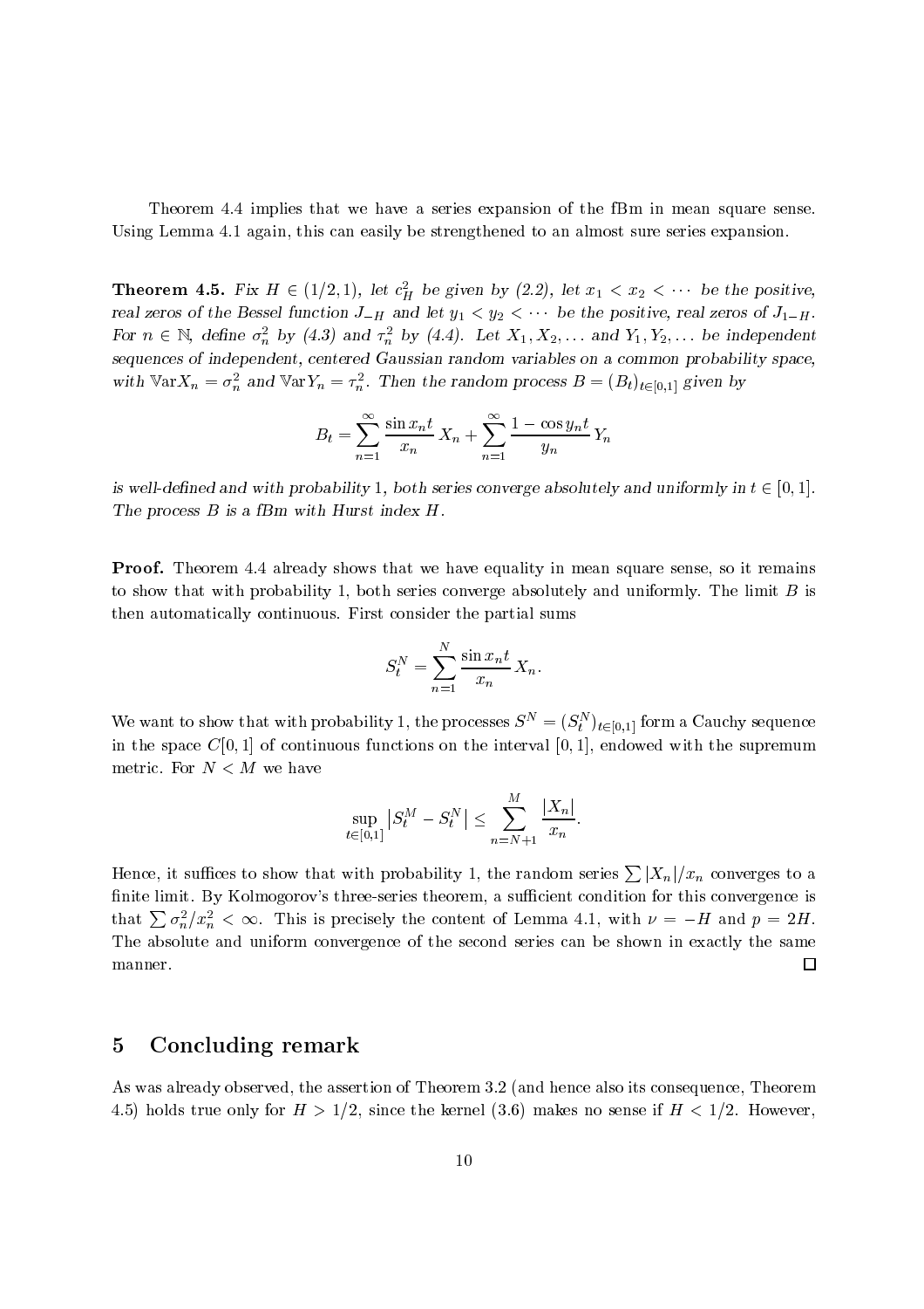Theorem 4.4 implies that we have a series expansion of the fBm in mean square sense. Using Lemma 4.1 again, this can easily be strengthened to an almost sure series expansion.

**Theorem 4.5.** *Fix $H \in (1/2, 1)$, let $c_H^2$ be given by (2.2), let $x_1 < x_2 < \cdots$ be the positive, real zeros of the Bessel function $J_{-H}$ and let $y_1 < y_2 < \cdots$ be the positive, real zeros of $J_{1-H}$. For $n \in \mathbb{N}$, define $\sigma_n^2$ by (4.3) and $\tau_n^2$ by (4.4). Let $X_1, X_2, \ldots$ and $Y_1, Y_2, \ldots$ be independent sequences of independent, centered Gaussian random variables on a common probability space, with $\mathbb{V}\mathrm{ar} X_n = \sigma_n^2$ and $\mathbb{V}\mathrm{ar} Y_n = \tau_n^2$. Then the random process $B = (B_t)_{t \in [0,1]}$ given by*

$$B_t = \sum_{n=1}^{\infty} \frac{\sin x_n t}{x_n} X_n + \sum_{n=1}^{\infty} \frac{1 - \cos y_n t}{y_n} Y_n$$

*is well-defined and with probability 1, both series converge absolutely and uniformly in $t \in [0, 1]$. The process $B$ is a fBm with Hurst index $H$.*

**Proof.** Theorem 4.4 already shows that we have equality in mean square sense, so it remains to show that with probability 1, both series converge absolutely and uniformly. The limit $B$ is then automatically continuous. First consider the partial sums

$$S_t^N = \sum_{n=1}^{N} \frac{\sin x_n t}{x_n} X_n.$$

We want to show that with probability 1, the processes $S^N = (S_t^N)_{t \in [0,1]}$ form a Cauchy sequence in the space $C[0, 1]$ of continuous functions on the interval $[0, 1]$, endowed with the supremum metric. For $N < M$ we have

$$\sup_{t \in [0,1]} \left| S_t^M - S_t^N \right| \leq \sum_{n=N+1}^{M} \frac{|X_n|}{x_n}.$$

Hence, it suffices to show that with probability 1, the random series $\sum |X_n|/x_n$ converges to a finite limit. By Kolmogorov's three-series theorem, a sufficient condition for this convergence is that $\sum \sigma_n^2/x_n^2 < \infty$. This is precisely the content of Lemma 4.1, with $\nu = -H$ and $p = 2H$. The absolute and uniform convergence of the second series can be shown in exactly the same manner. □

## 5 Concluding remark

As was already observed, the assertion of Theorem 3.2 (and hence also its consequence, Theorem 4.5) holds true only for $H > 1/2$, since the kernel (3.6) makes no sense if $H < 1/2$. However,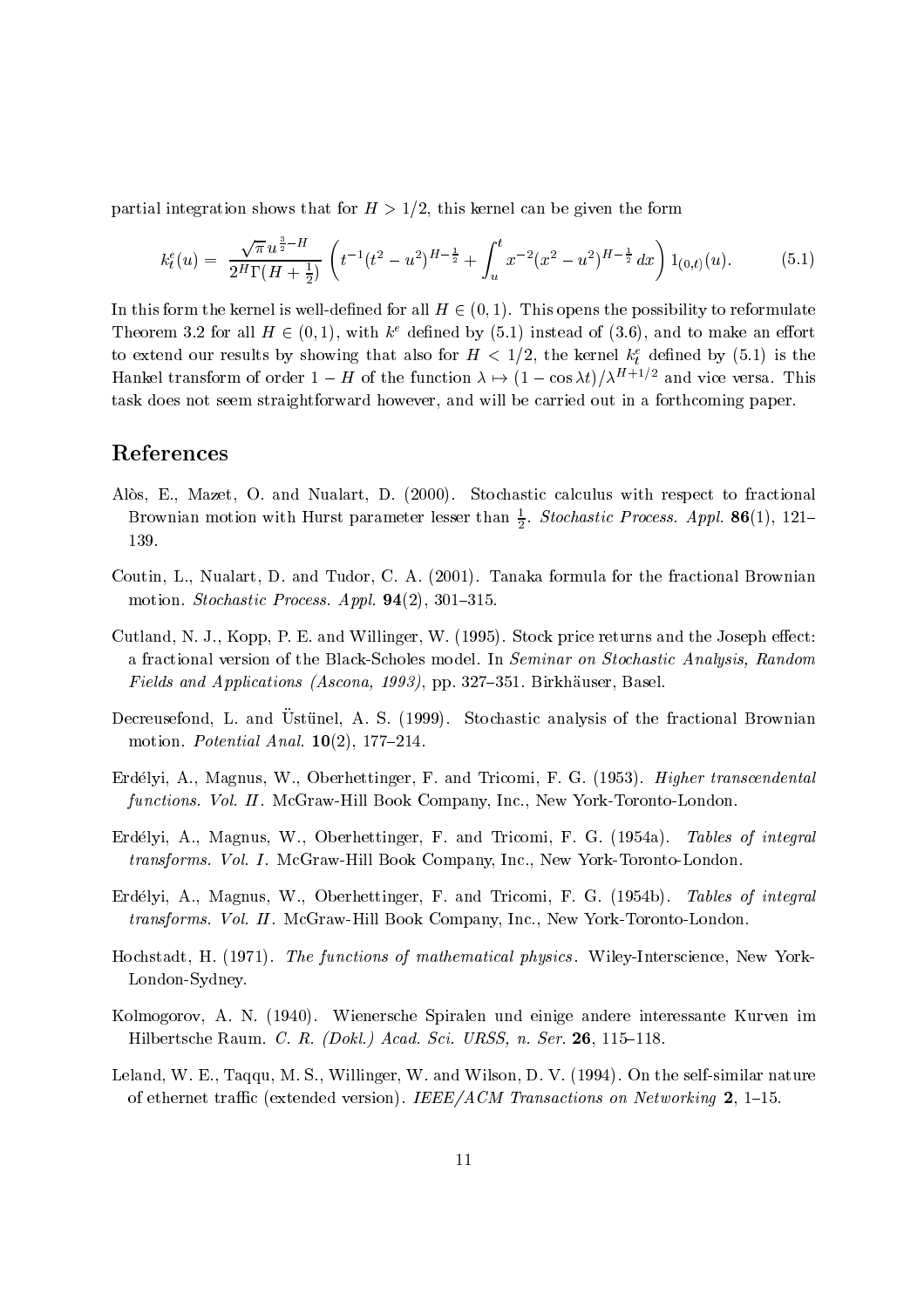partial integration shows that for $H > 1/2$, this kernel can be given the form

$$k_t^e(u) = \frac{\sqrt{\pi}\, u^{\frac{3}{2}-H}}{2^H \Gamma(H+\frac{1}{2})} \left( t^{-1}(t^2-u^2)^{H-\frac{1}{2}} + \int_u^t x^{-2}(x^2-u^2)^{H-\frac{1}{2}}\, dx \right) 1_{(0,t)}(u). \tag{5.1}$$

In this form the kernel is well-defined for all $H \in (0,1)$. This opens the possibility to reformulate Theorem 3.2 for all $H \in (0,1)$, with $k^e$ defined by (5.1) instead of (3.6), and to make an effort to extend our results by showing that also for $H < 1/2$, the kernel $k_t^e$ defined by (5.1) is the Hankel transform of order $1-H$ of the function $\lambda \mapsto (1-\cos \lambda t)/\lambda^{H+1/2}$ and vice versa. This task does not seem straightforward however, and will be carried out in a forthcoming paper.

## References

Alòs, E., Mazet, O. and Nualart, D. (2000). Stochastic calculus with respect to fractional Brownian motion with Hurst parameter lesser than $\frac{1}{2}$. *Stochastic Process. Appl.* **86**(1), 121–139.

Coutin, L., Nualart, D. and Tudor, C. A. (2001). Tanaka formula for the fractional Brownian motion. *Stochastic Process. Appl.* **94**(2), 301–315.

Cutland, N. J., Kopp, P. E. and Willinger, W. (1995). Stock price returns and the Joseph effect: a fractional version of the Black-Scholes model. In *Seminar on Stochastic Analysis, Random Fields and Applications (Ascona, 1993)*, pp. 327–351. Birkhäuser, Basel.

Decreusefond, L. and Üstünel, A. S. (1999). Stochastic analysis of the fractional Brownian motion. *Potential Anal.* **10**(2), 177–214.

Erdélyi, A., Magnus, W., Oberhettinger, F. and Tricomi, F. G. (1953). *Higher transcendental functions. Vol. II*. McGraw-Hill Book Company, Inc., New York-Toronto-London.

Erdélyi, A., Magnus, W., Oberhettinger, F. and Tricomi, F. G. (1954a). *Tables of integral transforms. Vol. I*. McGraw-Hill Book Company, Inc., New York-Toronto-London.

Erdélyi, A., Magnus, W., Oberhettinger, F. and Tricomi, F. G. (1954b). *Tables of integral transforms. Vol. II*. McGraw-Hill Book Company, Inc., New York-Toronto-London.

Hochstadt, H. (1971). *The functions of mathematical physics*. Wiley-Interscience, New York-London-Sydney.

Kolmogorov, A. N. (1940). Wienersche Spiralen und einige andere interessante Kurven im Hilbertsche Raum. *C. R. (Dokl.) Acad. Sci. URSS, n. Ser.* **26**, 115–118.

Leland, W. E., Taqqu, M. S., Willinger, W. and Wilson, D. V. (1994). On the self-similar nature of ethernet traffic (extended version). *IEEE/ACM Transactions on Networking* **2**, 1–15.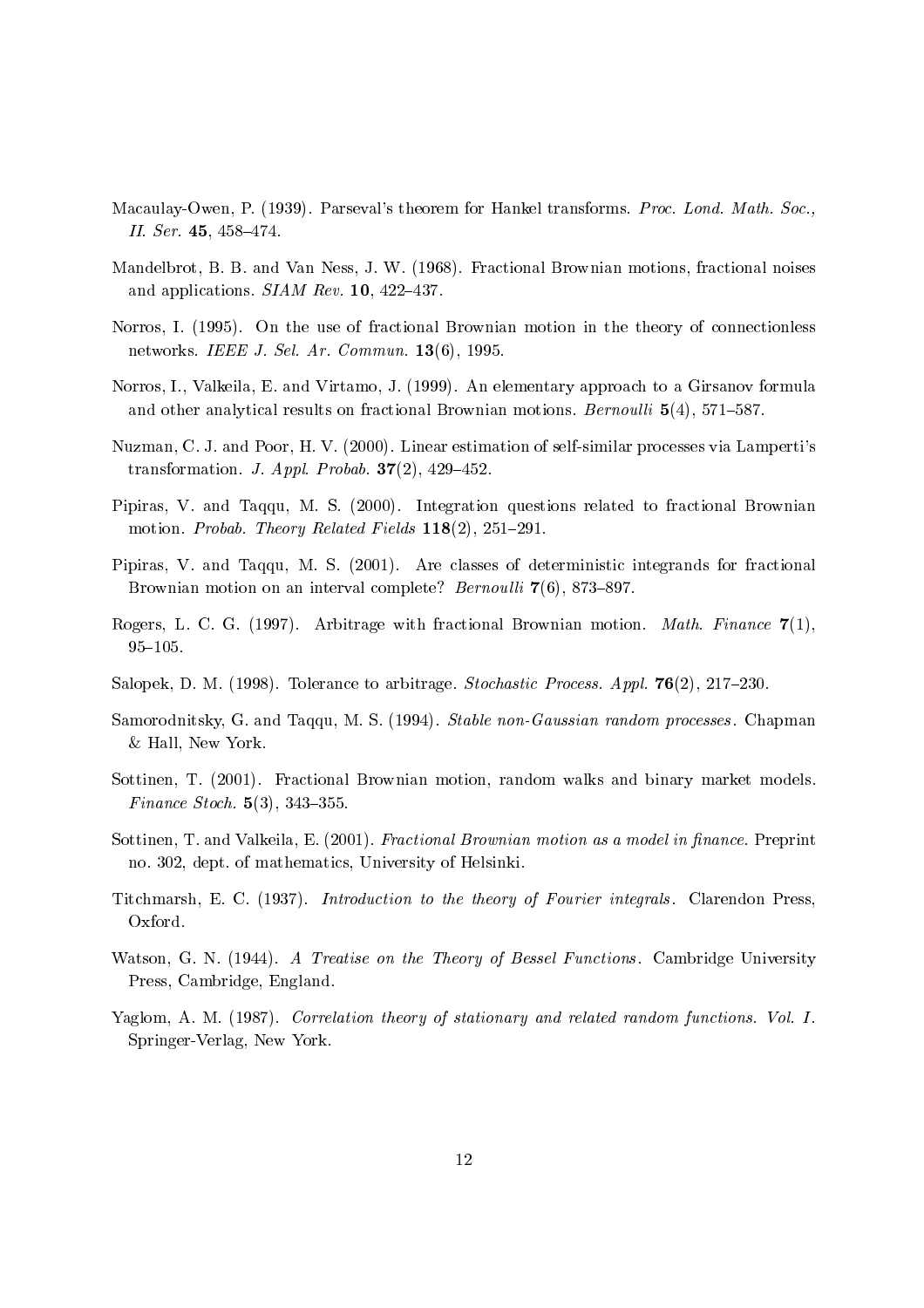Macaulay-Owen, P. (1939). Parseval's theorem for Hankel transforms. *Proc. Lond. Math. Soc., II. Ser.* **45**, 458–474.

Mandelbrot, B. B. and Van Ness, J. W. (1968). Fractional Brownian motions, fractional noises and applications. *SIAM Rev.* **10**, 422–437.

Norros, I. (1995). On the use of fractional Brownian motion in the theory of connectionless networks. *IEEE J. Sel. Ar. Commun.* **13**(6), 1995.

Norros, I., Valkeila, E. and Virtamo, J. (1999). An elementary approach to a Girsanov formula and other analytical results on fractional Brownian motions. *Bernoulli* **5**(4), 571–587.

Nuzman, C. J. and Poor, H. V. (2000). Linear estimation of self-similar processes via Lamperti's transformation. *J. Appl. Probab.* **37**(2), 429–452.

Pipiras, V. and Taqqu, M. S. (2000). Integration questions related to fractional Brownian motion. *Probab. Theory Related Fields* **118**(2), 251–291.

Pipiras, V. and Taqqu, M. S. (2001). Are classes of deterministic integrands for fractional Brownian motion on an interval complete? *Bernoulli* **7**(6), 873–897.

Rogers, L. C. G. (1997). Arbitrage with fractional Brownian motion. *Math. Finance* **7**(1), 95–105.

Salopek, D. M. (1998). Tolerance to arbitrage. *Stochastic Process. Appl.* **76**(2), 217–230.

Samorodnitsky, G. and Taqqu, M. S. (1994). *Stable non-Gaussian random processes*. Chapman & Hall, New York.

Sottinen, T. (2001). Fractional Brownian motion, random walks and binary market models. *Finance Stoch.* **5**(3), 343–355.

Sottinen, T. and Valkeila, E. (2001). *Fractional Brownian motion as a model in finance*. Preprint no. 302, dept. of mathematics, University of Helsinki.

Titchmarsh, E. C. (1937). *Introduction to the theory of Fourier integrals*. Clarendon Press, Oxford.

Watson, G. N. (1944). *A Treatise on the Theory of Bessel Functions*. Cambridge University Press, Cambridge, England.

Yaglom, A. M. (1987). *Correlation theory of stationary and related random functions. Vol. I*. Springer-Verlag, New York.